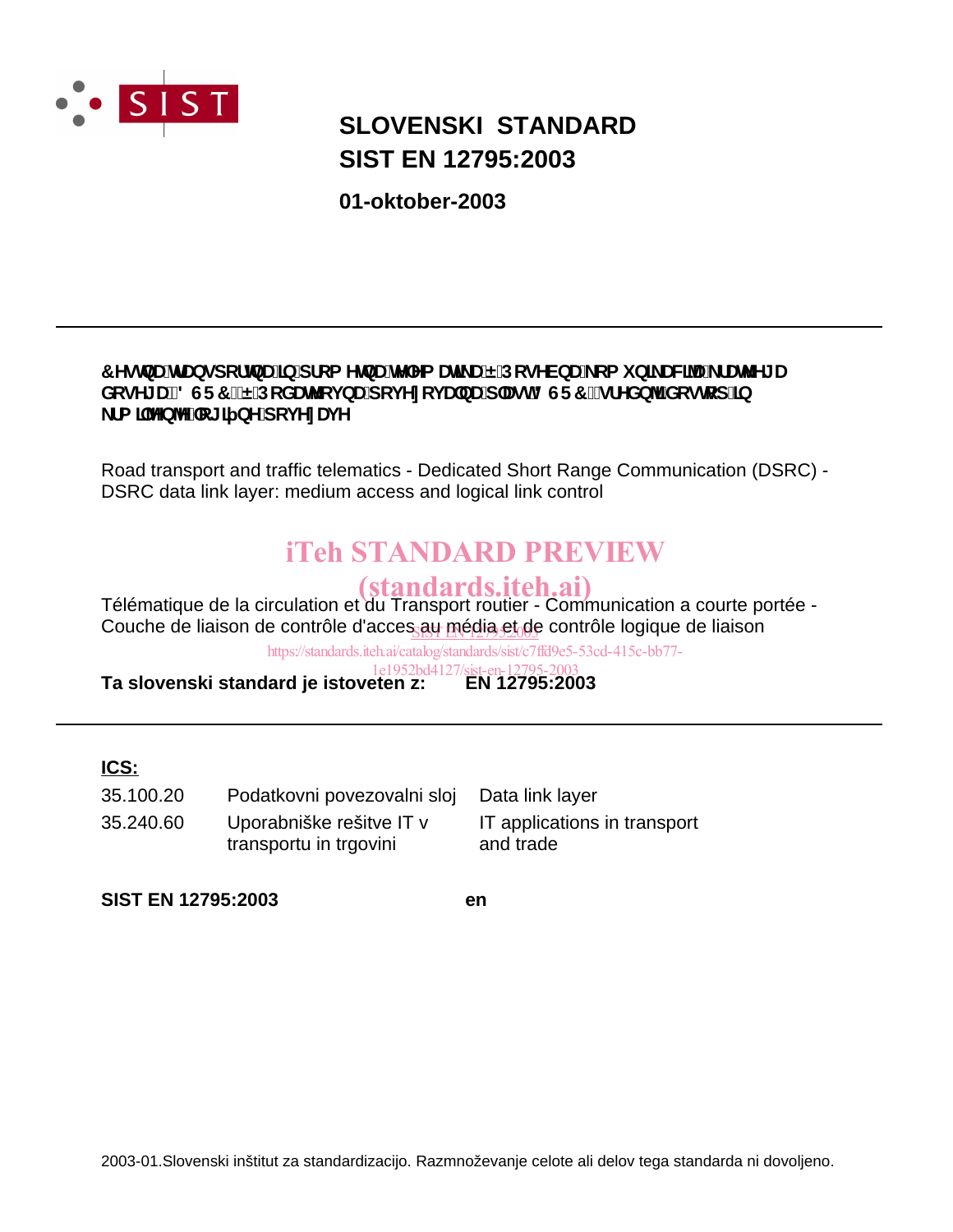# SLOVENSKI STANDARD
# SIST EN 12795:2003

**01-oktober-2003**

---

**Cestna transportna in prometna telematika – Posebna komunikacija kratkega dosega (DSRC) – Podatkovna povezovalna plast DSRC: srednji dostop in krmiljenje logične povezave**

Road transport and traffic telematics - Dedicated Short Range Communication (DSRC) - DSRC data link layer: medium access and logical link control

Télématique de la circulation et du Transport routier - Communication a courte portée - Couche de liaison de contrôle d'acces au média et de contrôle logique de liaison

**Ta slovenski standard je istoveten z:** **EN 12795:2003**

---

**ICS:**

| | | |
|---|---|---|
| 35.100.20 | Podatkovni povezovalni sloj | Data link layer |
| 35.240.60 | Uporabniške rešitve IT v transportu in trgovini | IT applications in transport and trade |

**SIST EN 12795:2003** **en**

2003-01.Slovenski inštitut za standardizacijo. Razmnoževanje celote ali delov tega standarda ni dovoljeno.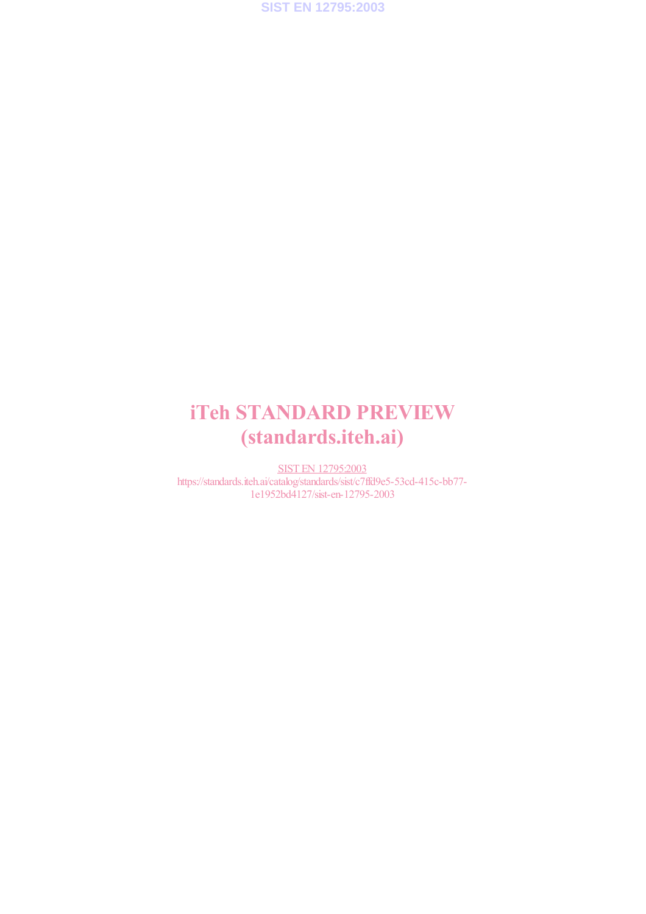# iTeh STANDARD PREVIEW
# (standards.iteh.ai)

SIST EN 12795:2003
https://standards.iteh.ai/catalog/standards/sist/c7ffd9e5-53cd-415c-bb77-1e1952bd4127/sist-en-12795-2003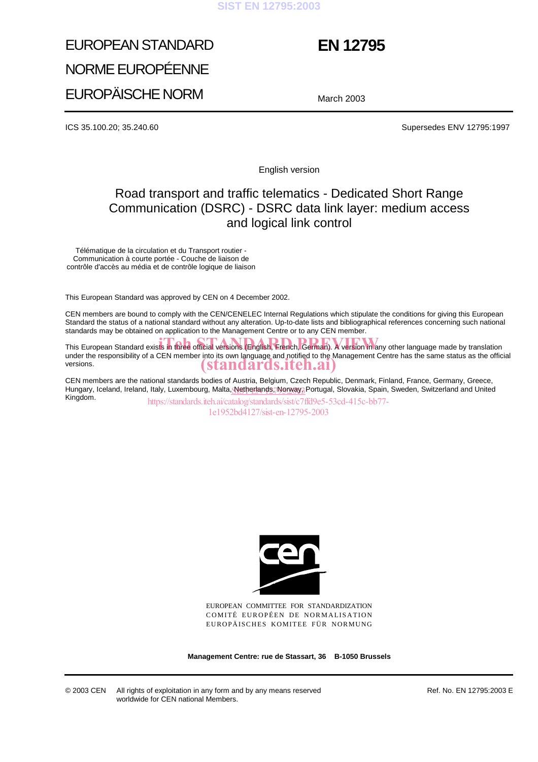# EUROPEAN STANDARD
# NORME EUROPÉENNE
# EUROPÄISCHE NORM

# EN 12795

March 2003

ICS 35.100.20; 35.240.60

Supersedes ENV 12795:1997

English version

## Road transport and traffic telematics - Dedicated Short Range Communication (DSRC) - DSRC data link layer: medium access and logical link control

Télématique de la circulation et du Transport routier - Communication à courte portée - Couche de liaison de contrôle d'accès au média et de contrôle logique de liaison

This European Standard was approved by CEN on 4 December 2002.

CEN members are bound to comply with the CEN/CENELEC Internal Regulations which stipulate the conditions for giving this European Standard the status of a national standard without any alteration. Up-to-date lists and bibliographical references concerning such national standards may be obtained on application to the Management Centre or to any CEN member.

This European Standard exists in three official versions (English, French, German). A version in any other language made by translation under the responsibility of a CEN member into its own language and notified to the Management Centre has the same status as the official versions.

CEN members are the national standards bodies of Austria, Belgium, Czech Republic, Denmark, Finland, France, Germany, Greece, Hungary, Iceland, Ireland, Italy, Luxembourg, Malta, Netherlands, Norway, Portugal, Slovakia, Spain, Sweden, Switzerland and United Kingdom.

EUROPEAN COMMITTEE FOR STANDARDIZATION
COMITÉ EUROPÉEN DE NORMALISATION
EUROPÄISCHES KOMITEE FÜR NORMUNG

**Management Centre: rue de Stassart, 36 B-1050 Brussels**

© 2003 CEN All rights of exploitation in any form and by any means reserved worldwide for CEN national Members.

Ref. No. EN 12795:2003 E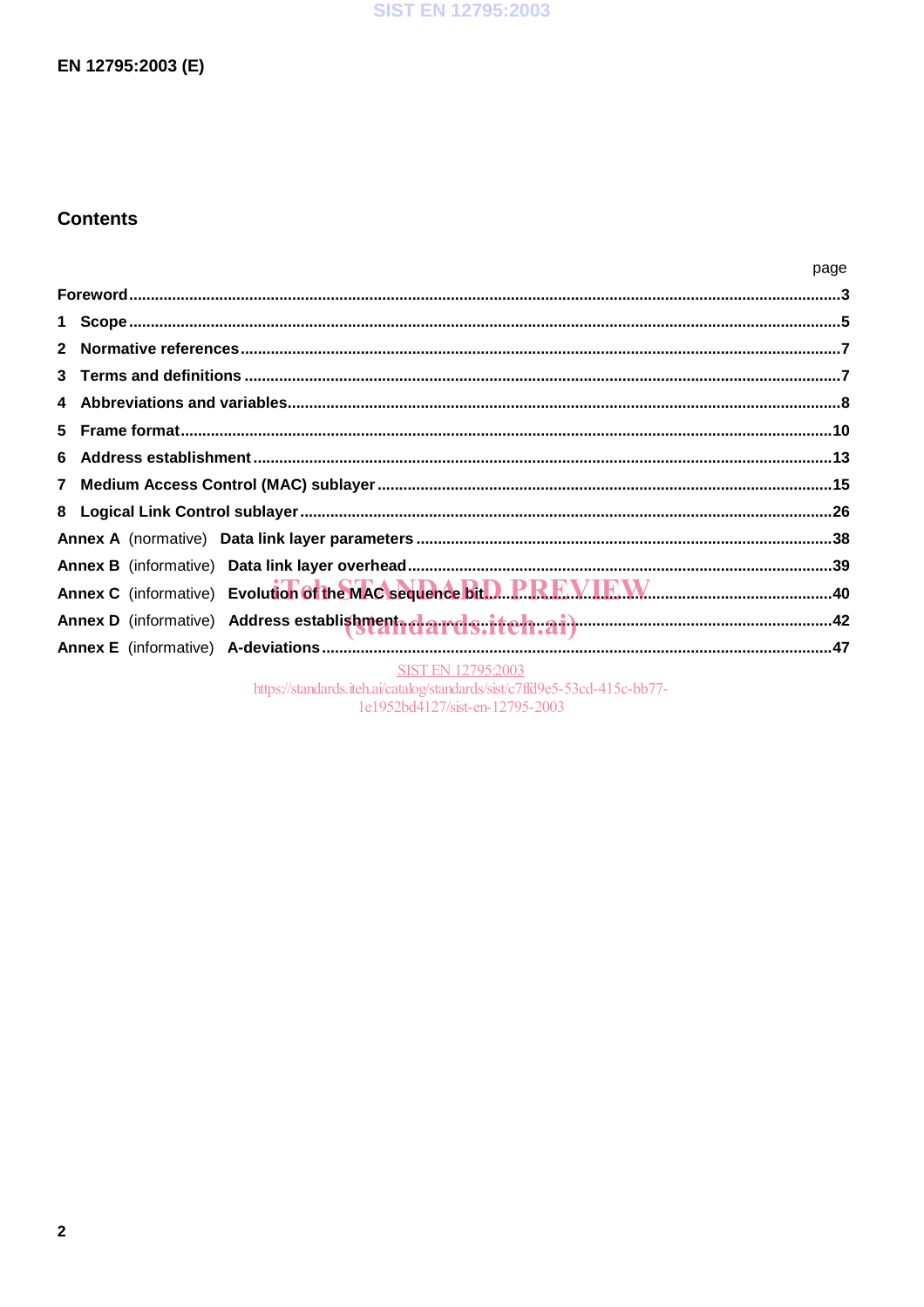## Contents

| | page |
|---|---|
| **Foreword** | 3 |
| **1 Scope** | 5 |
| **2 Normative references** | 7 |
| **3 Terms and definitions** | 7 |
| **4 Abbreviations and variables** | 8 |
| **5 Frame format** | 10 |
| **6 Address establishment** | 13 |
| **7 Medium Access Control (MAC) sublayer** | 15 |
| **8 Logical Link Control sublayer** | 26 |
| **Annex A** (normative) **Data link layer parameters** | 38 |
| **Annex B** (informative) **Data link layer overhead** | 39 |
| **Annex C** (informative) **Evolution of the MAC sequence bit** | 40 |
| **Annex D** (informative) **Address establishment** | 42 |
| **Annex E** (informative) **A-deviations** | 47 |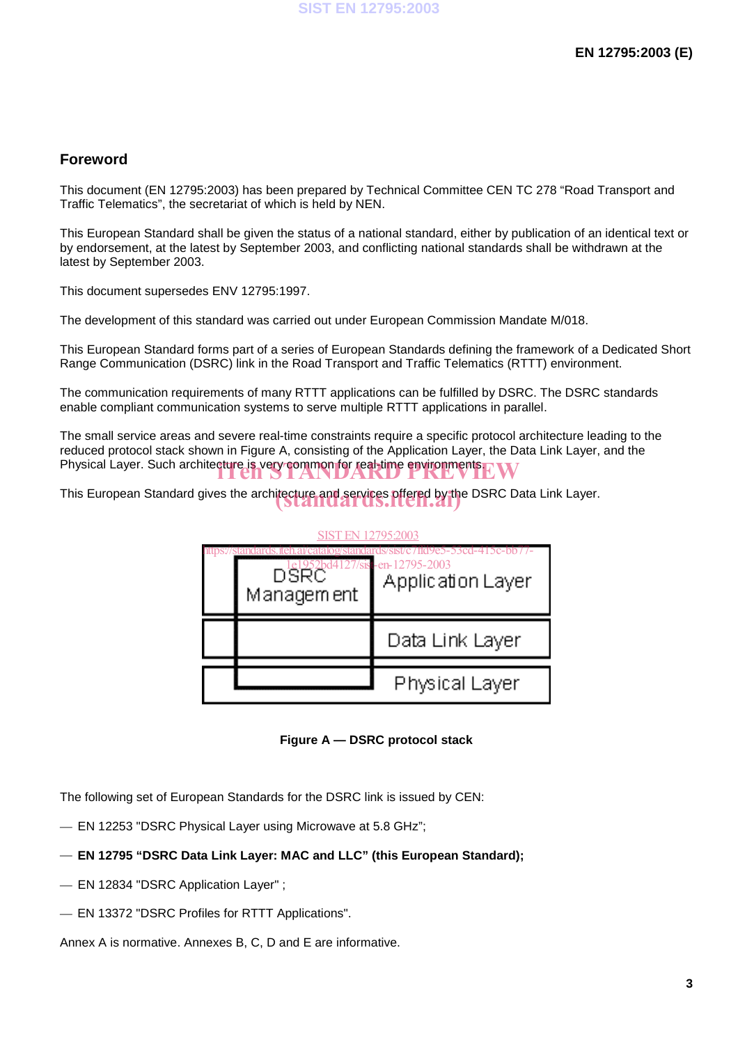## Foreword

This document (EN 12795:2003) has been prepared by Technical Committee CEN TC 278 "Road Transport and Traffic Telematics", the secretariat of which is held by NEN.

This European Standard shall be given the status of a national standard, either by publication of an identical text or by endorsement, at the latest by September 2003, and conflicting national standards shall be withdrawn at the latest by September 2003.

This document supersedes ENV 12795:1997.

The development of this standard was carried out under European Commission Mandate M/018.

This European Standard forms part of a series of European Standards defining the framework of a Dedicated Short Range Communication (DSRC) link in the Road Transport and Traffic Telematics (RTTT) environment.

The communication requirements of many RTTT applications can be fulfilled by DSRC. The DSRC standards enable compliant communication systems to serve multiple RTTT applications in parallel.

The small service areas and severe real-time constraints require a specific protocol architecture leading to the reduced protocol stack shown in Figure A, consisting of the Application Layer, the Data Link Layer, and the Physical Layer. Such architecture is very common for real-time environments.

This European Standard gives the architecture and services offered by the DSRC Data Link Layer.

| DSRC Management | Application Layer |
|---|---|
| | Data Link Layer |
| | Physical Layer |

**Figure A — DSRC protocol stack**

The following set of European Standards for the DSRC link is issued by CEN:

- EN 12253 "DSRC Physical Layer using Microwave at 5.8 GHz";
- **EN 12795 "DSRC Data Link Layer: MAC and LLC" (this European Standard);**
- EN 12834 "DSRC Application Layer" ;
- EN 13372 "DSRC Profiles for RTTT Applications".

Annex A is normative. Annexes B, C, D and E are informative.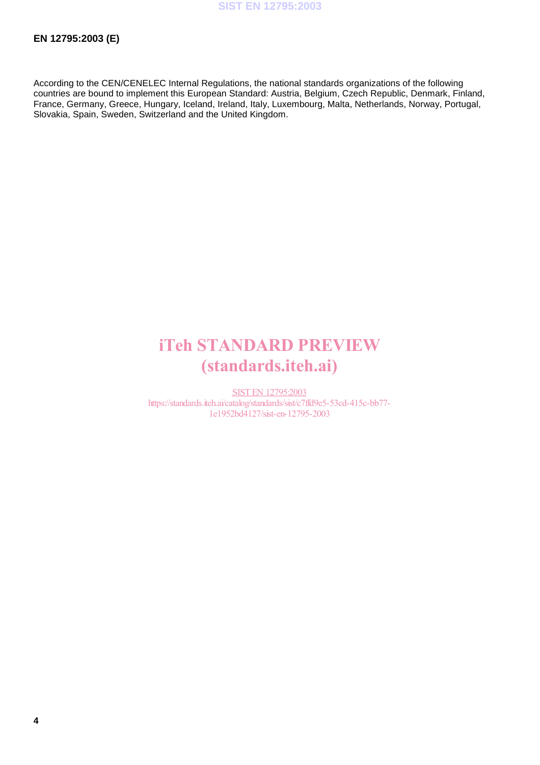According to the CEN/CENELEC Internal Regulations, the national standards organizations of the following countries are bound to implement this European Standard: Austria, Belgium, Czech Republic, Denmark, Finland, France, Germany, Greece, Hungary, Iceland, Ireland, Italy, Luxembourg, Malta, Netherlands, Norway, Portugal, Slovakia, Spain, Sweden, Switzerland and the United Kingdom.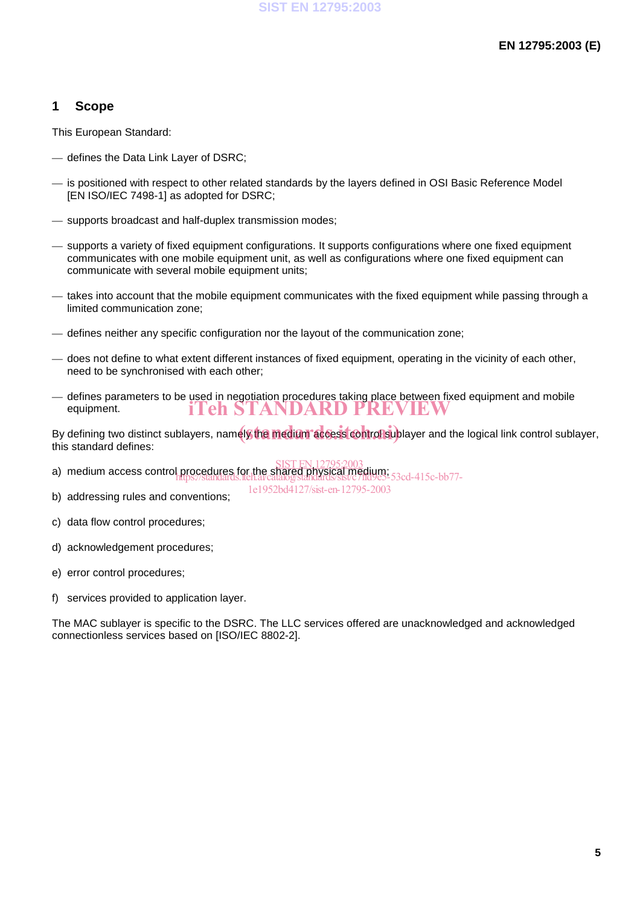# 1 Scope

This European Standard:

— defines the Data Link Layer of DSRC;

— is positioned with respect to other related standards by the layers defined in OSI Basic Reference Model [EN ISO/IEC 7498-1] as adopted for DSRC;

— supports broadcast and half-duplex transmission modes;

— supports a variety of fixed equipment configurations. It supports configurations where one fixed equipment communicates with one mobile equipment unit, as well as configurations where one fixed equipment can communicate with several mobile equipment units;

— takes into account that the mobile equipment communicates with the fixed equipment while passing through a limited communication zone;

— defines neither any specific configuration nor the layout of the communication zone;

— does not define to what extent different instances of fixed equipment, operating in the vicinity of each other, need to be synchronised with each other;

— defines parameters to be used in negotiation procedures taking place between fixed equipment and mobile equipment.

By defining two distinct sublayers, namely the medium access control sublayer and the logical link control sublayer, this standard defines:

a) medium access control procedures for the shared physical medium;

b) addressing rules and conventions;

c) data flow control procedures;

d) acknowledgement procedures;

e) error control procedures;

f) services provided to application layer.

The MAC sublayer is specific to the DSRC. The LLC services offered are unacknowledged and acknowledged connectionless services based on [ISO/IEC 8802-2].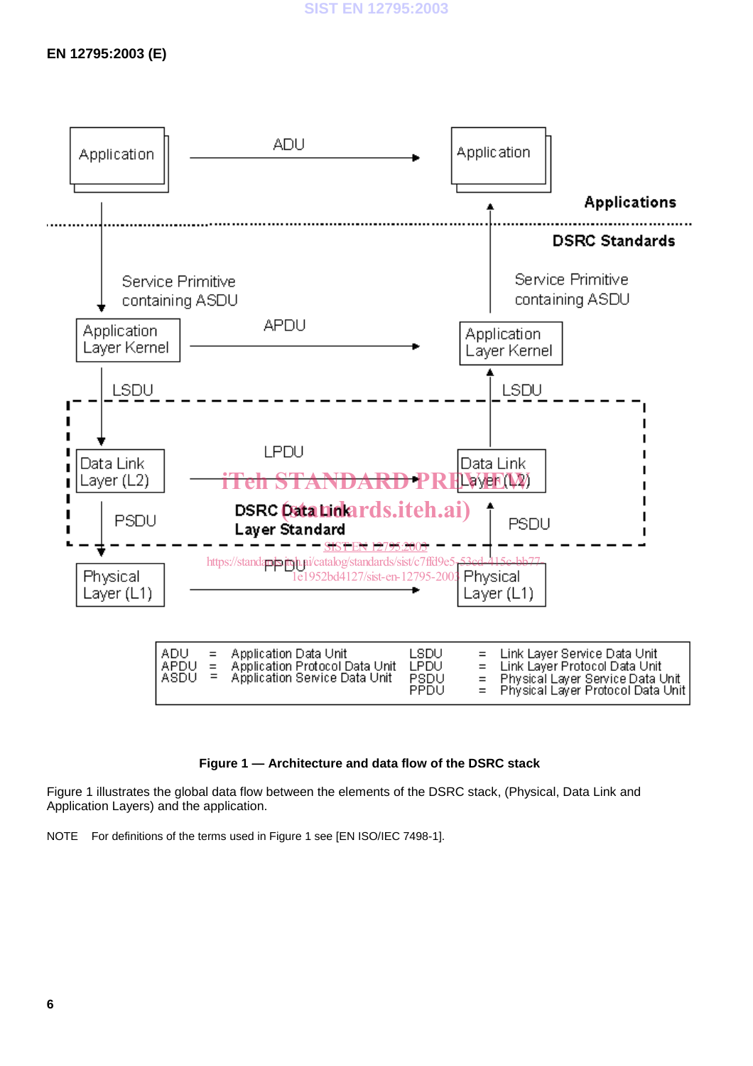Figure 1 — Architecture and data flow of the DSRC stack

Figure 1 illustrates the global data flow between the elements of the DSRC stack, (Physical, Data Link and Application Layers) and the application.

NOTE For definitions of the terms used in Figure 1 see [EN ISO/IEC 7498-1].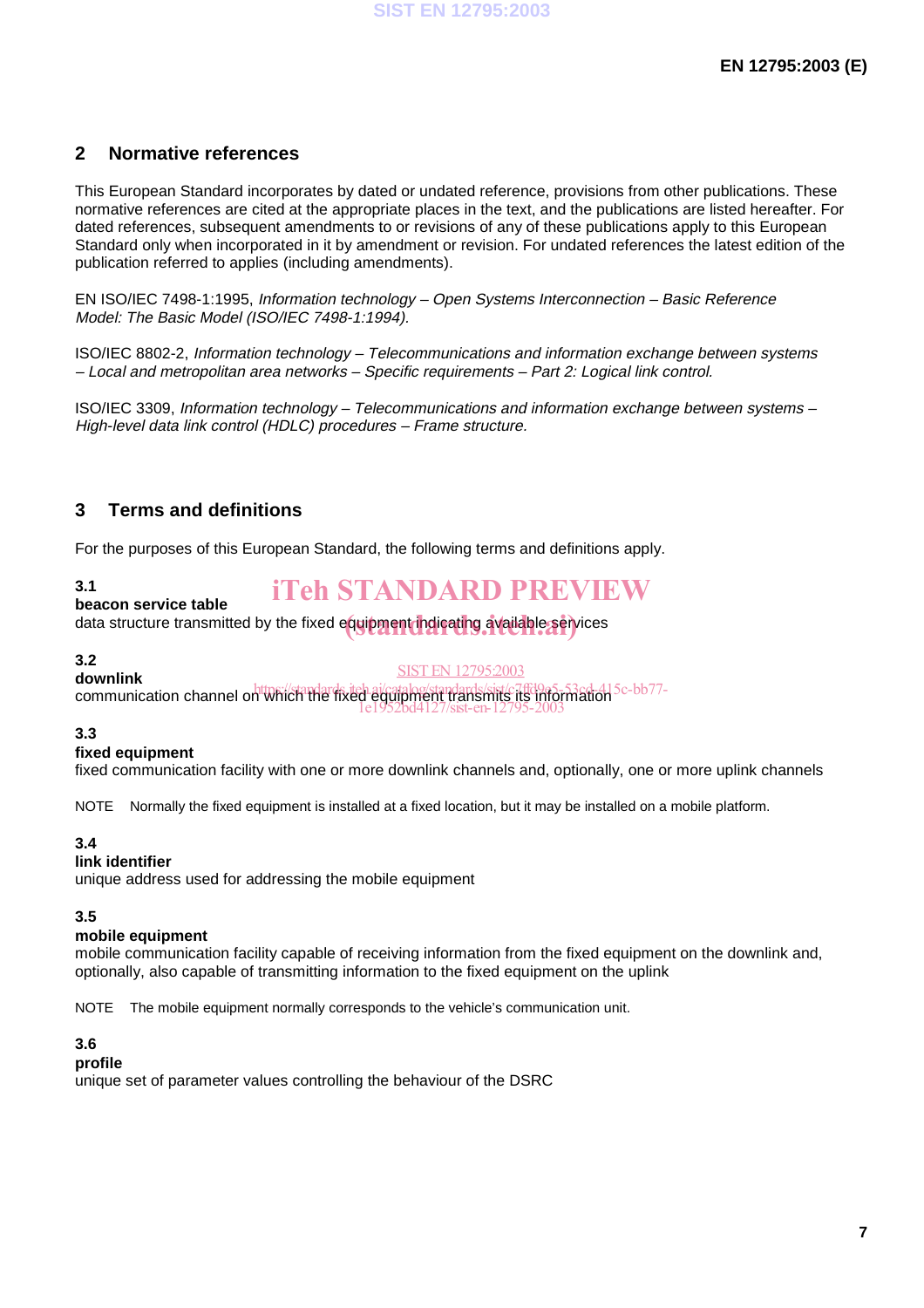## 2 Normative references

This European Standard incorporates by dated or undated reference, provisions from other publications. These normative references are cited at the appropriate places in the text, and the publications are listed hereafter. For dated references, subsequent amendments to or revisions of any of these publications apply to this European Standard only when incorporated in it by amendment or revision. For undated references the latest edition of the publication referred to applies (including amendments).

EN ISO/IEC 7498-1:1995, *Information technology – Open Systems Interconnection – Basic Reference Model: The Basic Model (ISO/IEC 7498-1:1994).*

ISO/IEC 8802-2, *Information technology – Telecommunications and information exchange between systems – Local and metropolitan area networks – Specific requirements – Part 2: Logical link control.*

ISO/IEC 3309, *Information technology – Telecommunications and information exchange between systems – High-level data link control (HDLC) procedures – Frame structure.*

## 3 Terms and definitions

For the purposes of this European Standard, the following terms and definitions apply.

**3.1**
**beacon service table**
data structure transmitted by the fixed equipment indicating available services

**3.2**
**downlink**
communication channel on which the fixed equipment transmits its information

**3.3**
**fixed equipment**
fixed communication facility with one or more downlink channels and, optionally, one or more uplink channels

NOTE Normally the fixed equipment is installed at a fixed location, but it may be installed on a mobile platform.

**3.4**
**link identifier**
unique address used for addressing the mobile equipment

**3.5**
**mobile equipment**
mobile communication facility capable of receiving information from the fixed equipment on the downlink and, optionally, also capable of transmitting information to the fixed equipment on the uplink

NOTE The mobile equipment normally corresponds to the vehicle's communication unit.

**3.6**
**profile**
unique set of parameter values controlling the behaviour of the DSRC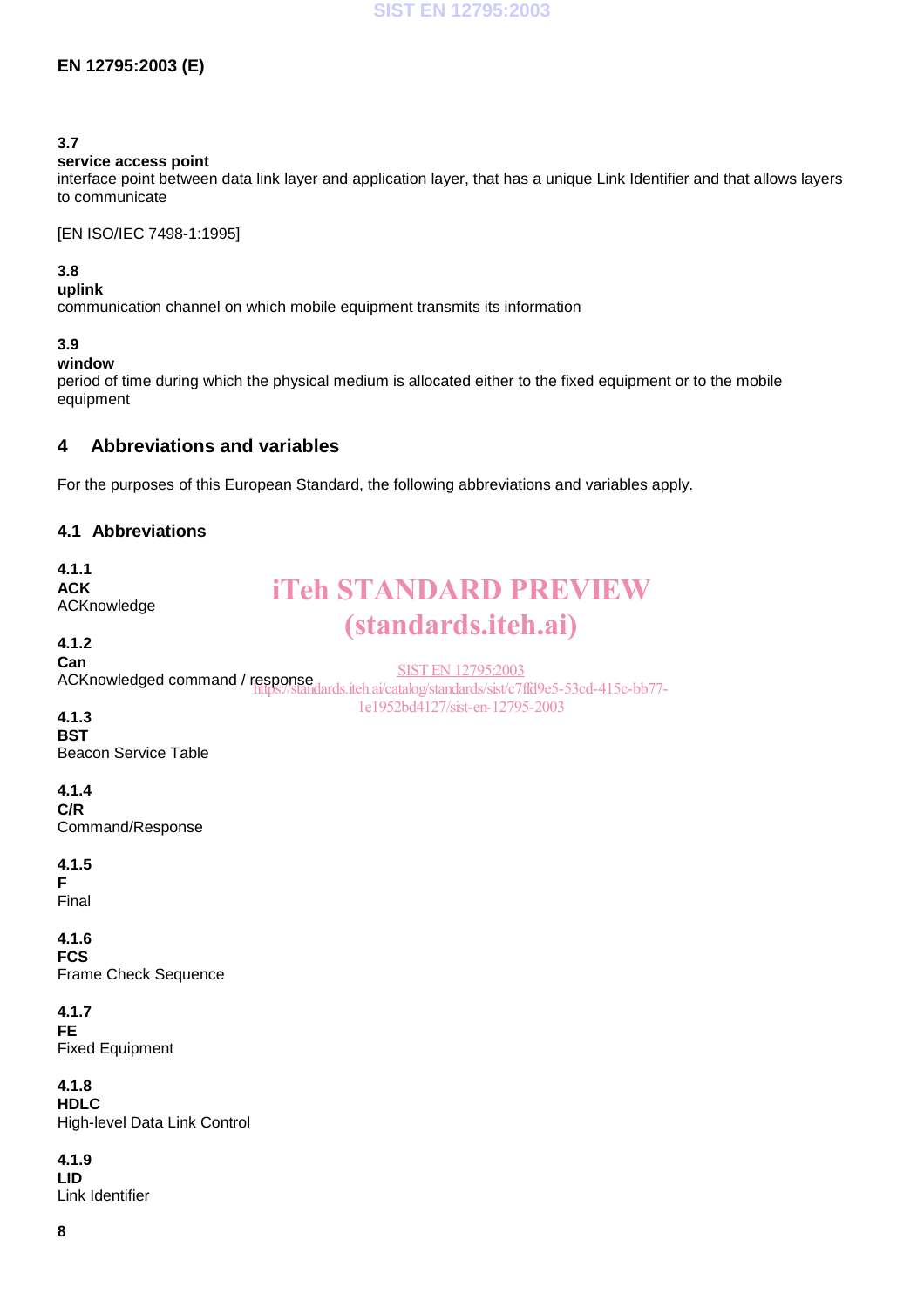**3.7**
**service access point**
interface point between data link layer and application layer, that has a unique Link Identifier and that allows layers to communicate

[EN ISO/IEC 7498-1:1995]

**3.8**
**uplink**
communication channel on which mobile equipment transmits its information

**3.9**
**window**
period of time during which the physical medium is allocated either to the fixed equipment or to the mobile equipment

## 4 Abbreviations and variables

For the purposes of this European Standard, the following abbreviations and variables apply.

### 4.1 Abbreviations

**4.1.1**
**ACK**
ACKnowledge

**4.1.2**
**Can**
ACKnowledged command / response

**4.1.3**
**BST**
Beacon Service Table

**4.1.4**
**C/R**
Command/Response

**4.1.5**
**F**
Final

**4.1.6**
**FCS**
Frame Check Sequence

**4.1.7**
**FE**
Fixed Equipment

**4.1.8**
**HDLC**
High-level Data Link Control

**4.1.9**
**LID**
Link Identifier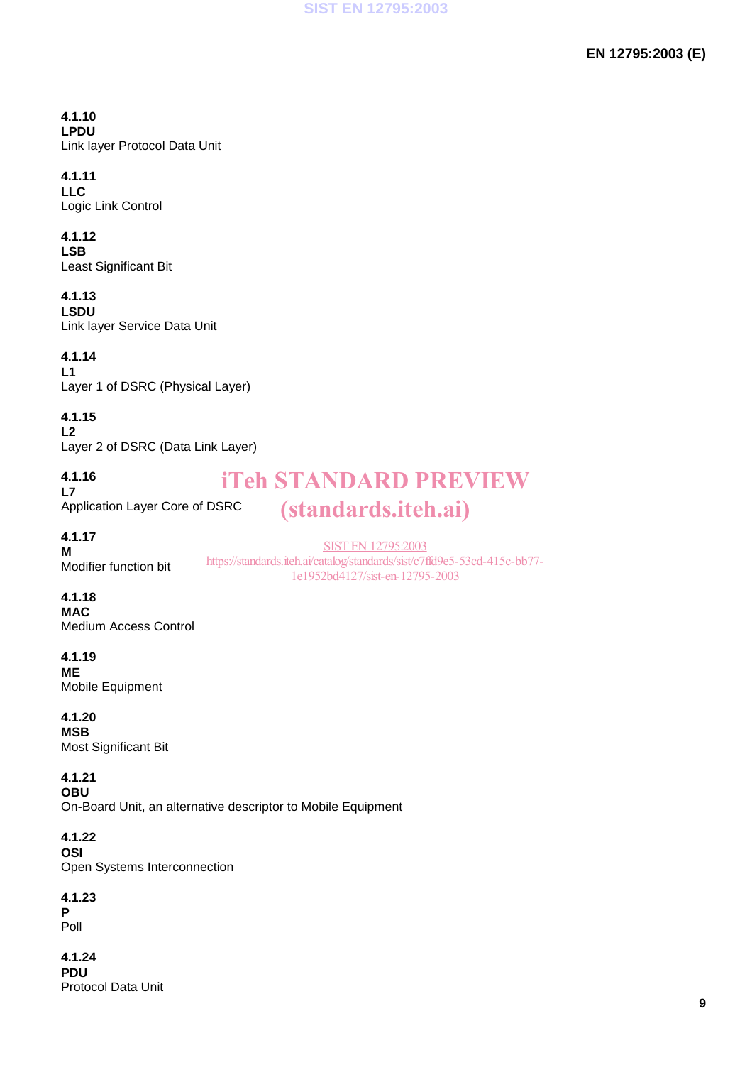**4.1.10**
**LPDU**
Link layer Protocol Data Unit

**4.1.11**
**LLC**
Logic Link Control

**4.1.12**
**LSB**
Least Significant Bit

**4.1.13**
**LSDU**
Link layer Service Data Unit

**4.1.14**
**L1**
Layer 1 of DSRC (Physical Layer)

**4.1.15**
**L2**
Layer 2 of DSRC (Data Link Layer)

**4.1.16**
**L7**
Application Layer Core of DSRC

**4.1.17**
**M**
Modifier function bit

**4.1.18**
**MAC**
Medium Access Control

**4.1.19**
**ME**
Mobile Equipment

**4.1.20**
**MSB**
Most Significant Bit

**4.1.21**
**OBU**
On-Board Unit, an alternative descriptor to Mobile Equipment

**4.1.22**
**OSI**
Open Systems Interconnection

**4.1.23**
**P**
Poll

**4.1.24**
**PDU**
Protocol Data Unit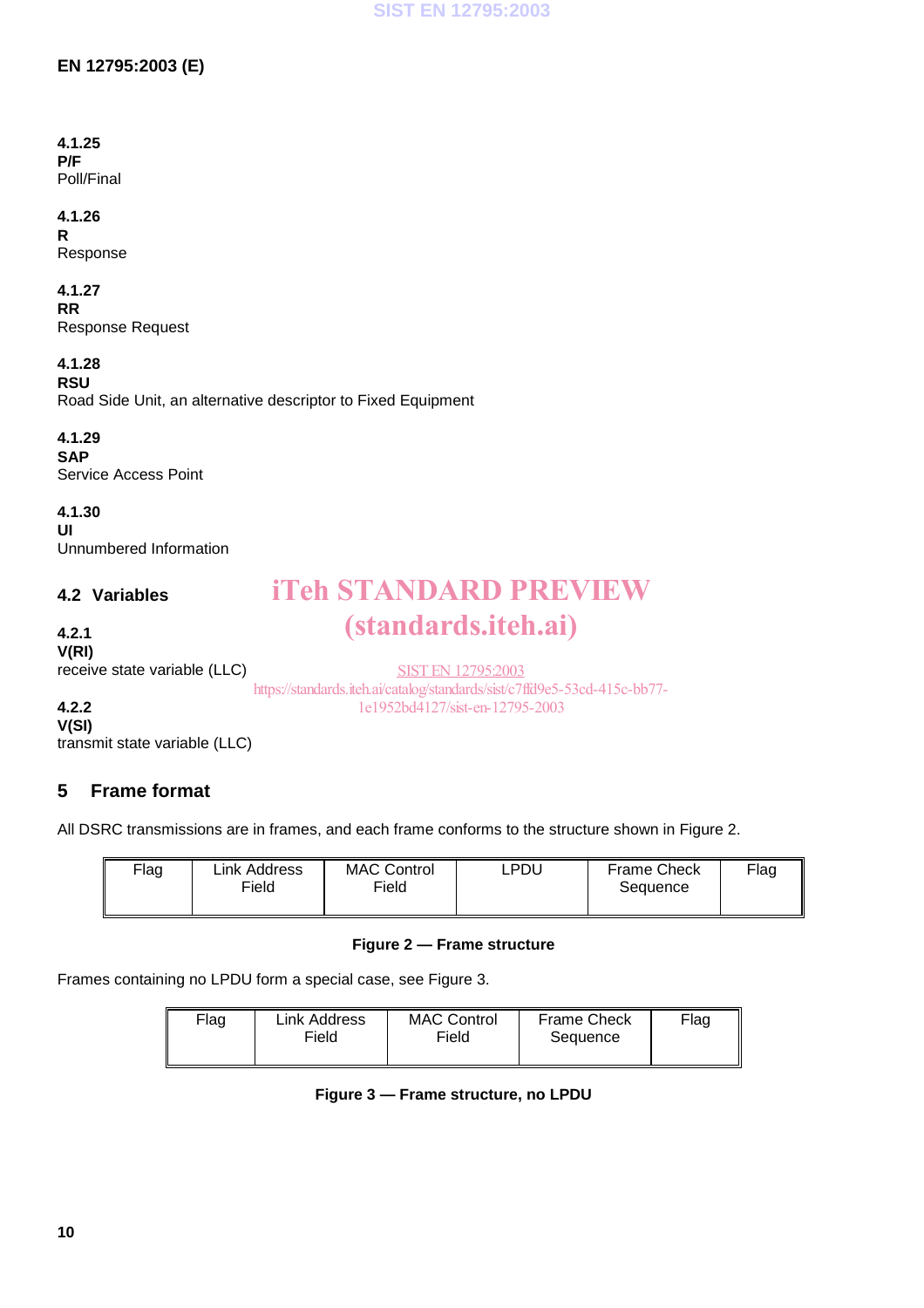**4.1.25**
**P/F**
Poll/Final

**4.1.26**
**R**
Response

**4.1.27**
**RR**
Response Request

**4.1.28**
**RSU**
Road Side Unit, an alternative descriptor to Fixed Equipment

**4.1.29**
**SAP**
Service Access Point

**4.1.30**
**UI**
Unnumbered Information

## 4.2 Variables

**4.2.1**
**V(RI)**
receive state variable (LLC)

**4.2.2**
**V(SI)**
transmit state variable (LLC)

# 5 Frame format

All DSRC transmissions are in frames, and each frame conforms to the structure shown in Figure 2.

| Flag | Link Address Field | MAC Control Field | LPDU | Frame Check Sequence | Flag |
|---|---|---|---|---|---|

**Figure 2 — Frame structure**

Frames containing no LPDU form a special case, see Figure 3.

| Flag | Link Address Field | MAC Control Field | Frame Check Sequence | Flag |
|---|---|---|---|---|

**Figure 3 — Frame structure, no LPDU**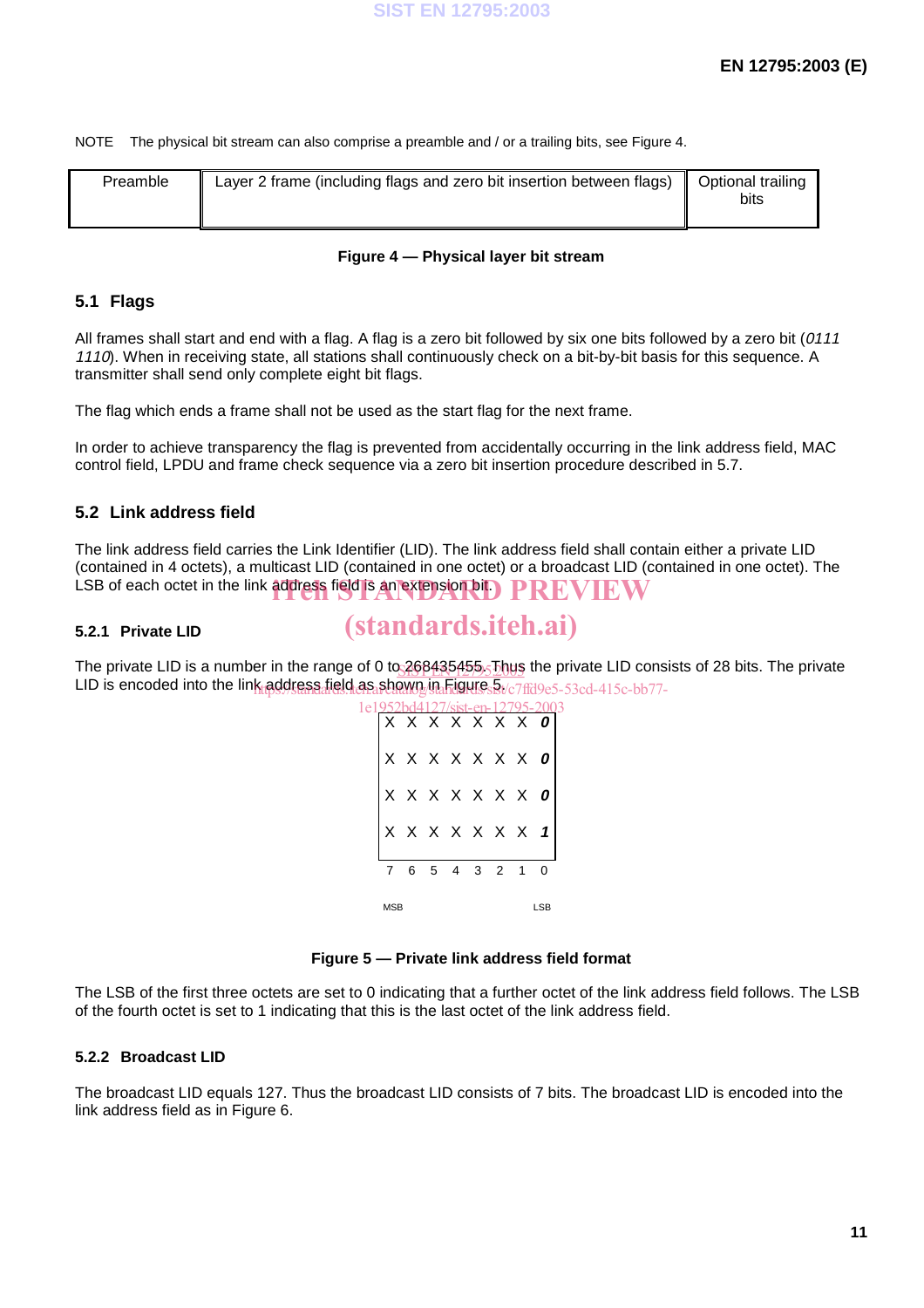NOTE The physical bit stream can also comprise a preamble and / or a trailing bits, see Figure 4.

| Preamble | Layer 2 frame (including flags and zero bit insertion between flags) | Optional trailing bits |
|---|---|---|

**Figure 4 — Physical layer bit stream**

## 5.1 Flags

All frames shall start and end with a flag. A flag is a zero bit followed by six one bits followed by a zero bit (*0111 1110*). When in receiving state, all stations shall continuously check on a bit-by-bit basis for this sequence. A transmitter shall send only complete eight bit flags.

The flag which ends a frame shall not be used as the start flag for the next frame.

In order to achieve transparency the flag is prevented from accidentally occurring in the link address field, MAC control field, LPDU and frame check sequence via a zero bit insertion procedure described in 5.7.

## 5.2 Link address field

The link address field carries the Link Identifier (LID). The link address field shall contain either a private LID (contained in 4 octets), a multicast LID (contained in one octet) or a broadcast LID (contained in one octet). The LSB of each octet in the link address field is an extension bit.

### 5.2.1 Private LID

The private LID is a number in the range of 0 to 268435455. Thus the private LID consists of 28 bits. The private LID is encoded into the link address field as shown in Figure 5.

| | | | | | | | |
|---|---|---|---|---|---|---|---|
| X | X | X | X | X | X | X | ***0*** |
| X | X | X | X | X | X | X | ***0*** |
| X | X | X | X | X | X | X | ***0*** |
| X | X | X | X | X | X | X | ***1*** |
| 7 | 6 | 5 | 4 | 3 | 2 | 1 | 0 |
| MSB | | | | | | | LSB |

**Figure 5 — Private link address field format**

The LSB of the first three octets are set to 0 indicating that a further octet of the link address field follows. The LSB of the fourth octet is set to 1 indicating that this is the last octet of the link address field.

### 5.2.2 Broadcast LID

The broadcast LID equals 127. Thus the broadcast LID consists of 7 bits. The broadcast LID is encoded into the link address field as in Figure 6.